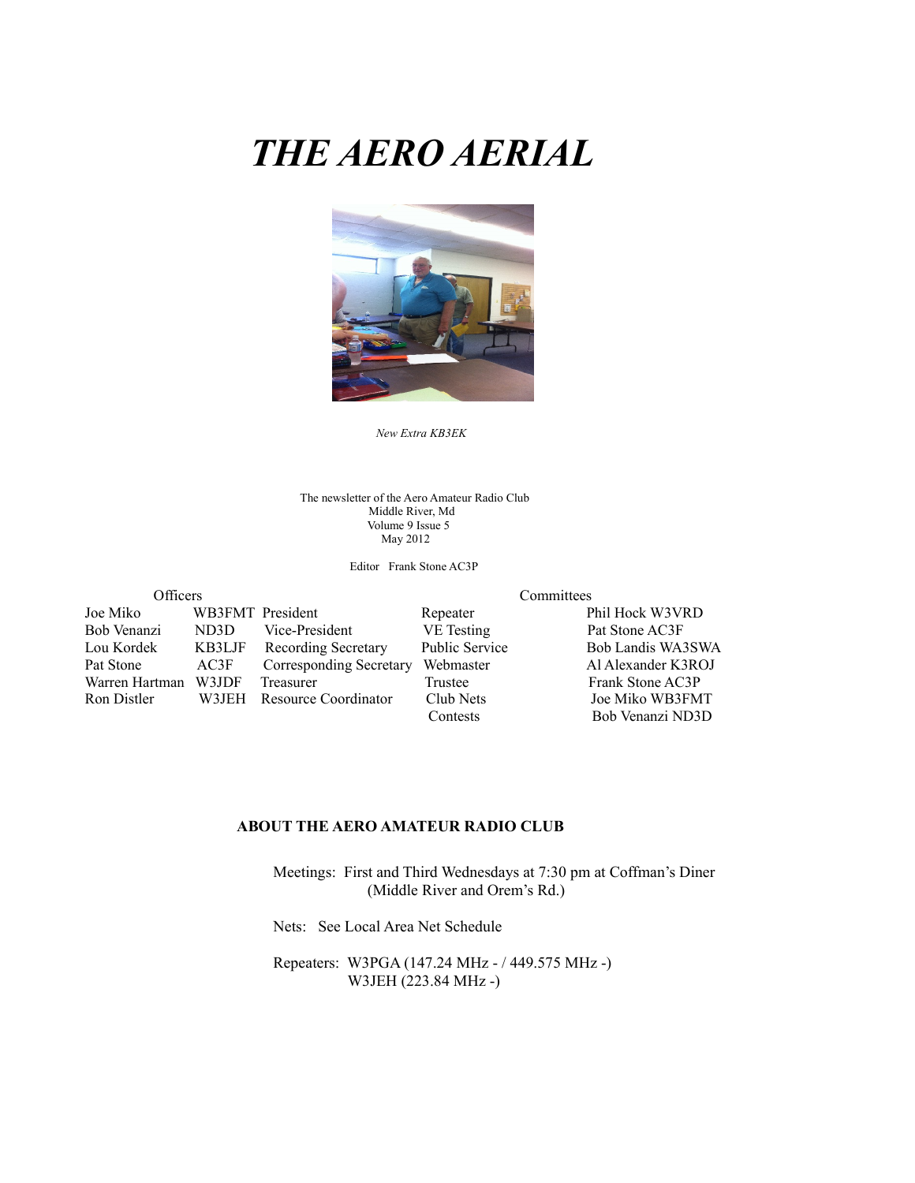# THE AERO AERIAL

*New Extra KB3EK*

The newsletter of the Aero Amateur Radio Club
Middle River, Md
Volume 9 Issue 5
May 2012

Editor Frank Stone AC3P

| Officers | | | Committees | |
|---|---|---|---|---|
| Joe Miko | WB3FMT | President | Repeater | Phil Hock W3VRD |
| Bob Venanzi | ND3D | Vice-President | VE Testing | Pat Stone AC3F |
| Lou Kordek | KB3LJF | Recording Secretary | Public Service | Bob Landis WA3SWA |
| Pat Stone | AC3F | Corresponding Secretary | Webmaster | Al Alexander K3ROJ |
| Warren Hartman | W3JDF | Treasurer | Trustee | Frank Stone AC3P |
| Ron Distler | W3JEH | Resource Coordinator | Club Nets | Joe Miko WB3FMT |
| | | | Contests | Bob Venanzi ND3D |

**ABOUT THE AERO AMATEUR RADIO CLUB**

Meetings: First and Third Wednesdays at 7:30 pm at Coffman's Diner (Middle River and Orem's Rd.)

Nets: See Local Area Net Schedule

Repeaters: W3PGA (147.24 MHz - / 449.575 MHz -)
W3JEH (223.84 MHz -)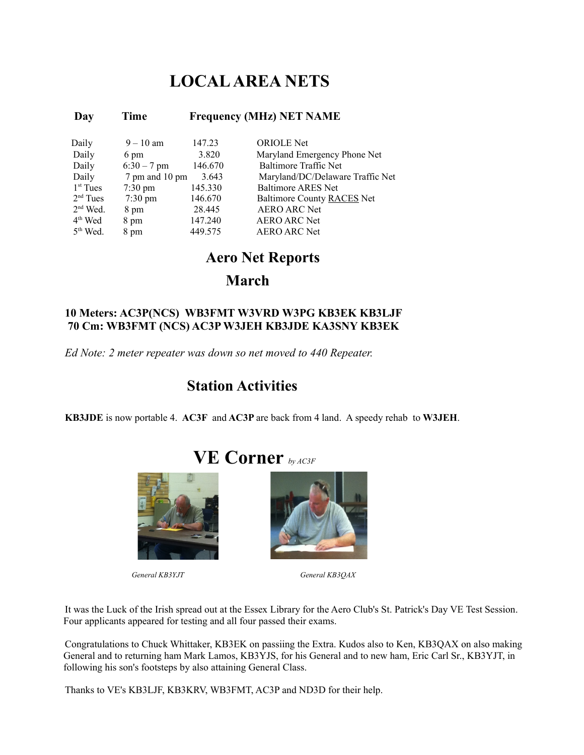# LOCAL AREA NETS

| Day | Time | Frequency (MHz) | NET NAME |
|---|---|---|---|
| Daily | 9 – 10 am | 147.23 | ORIOLE Net |
| Daily | 6 pm | 3.820 | Maryland Emergency Phone Net |
| Daily | 6:30 – 7 pm | 146.670 | Baltimore Traffic Net |
| Daily | 7 pm and 10 pm | 3.643 | Maryland/DC/Delaware Traffic Net |
| 1st Tues | 7:30 pm | 145.330 | Baltimore ARES Net |
| 2nd Tues | 7:30 pm | 146.670 | Baltimore County RACES Net |
| 2nd Wed. | 8 pm | 28.445 | AERO ARC Net |
| 4th Wed | 8 pm | 147.240 | AERO ARC Net |
| 5th Wed. | 8 pm | 449.575 | AERO ARC Net |

## Aero Net Reports

## March

**10 Meters: AC3P(NCS) WB3FMT W3VRD W3PG KB3EK KB3LJF**
**70 Cm: WB3FMT (NCS) AC3P W3JEH KB3JDE KA3SNY KB3EK**

*Ed Note: 2 meter repeater was down so net moved to 440 Repeater.*

## Station Activities

**KB3JDE** is now portable 4. **AC3F** and **AC3P** are back from 4 land. A speedy rehab to **W3JEH**.

## VE Corner *by AC3F*

*General KB3YJT*

*General KB3QAX*

It was the Luck of the Irish spread out at the Essex Library for the Aero Club's St. Patrick's Day VE Test Session. Four applicants appeared for testing and all four passed their exams.

Congratulations to Chuck Whittaker, KB3EK on passiing the Extra. Kudos also to Ken, KB3QAX on also making General and to returning ham Mark Lamos, KB3YJS, for his General and to new ham, Eric Carl Sr., KB3YJT, in following his son's footsteps by also attaining General Class.

Thanks to VE's KB3LJF, KB3KRV, WB3FMT, AC3P and ND3D for their help.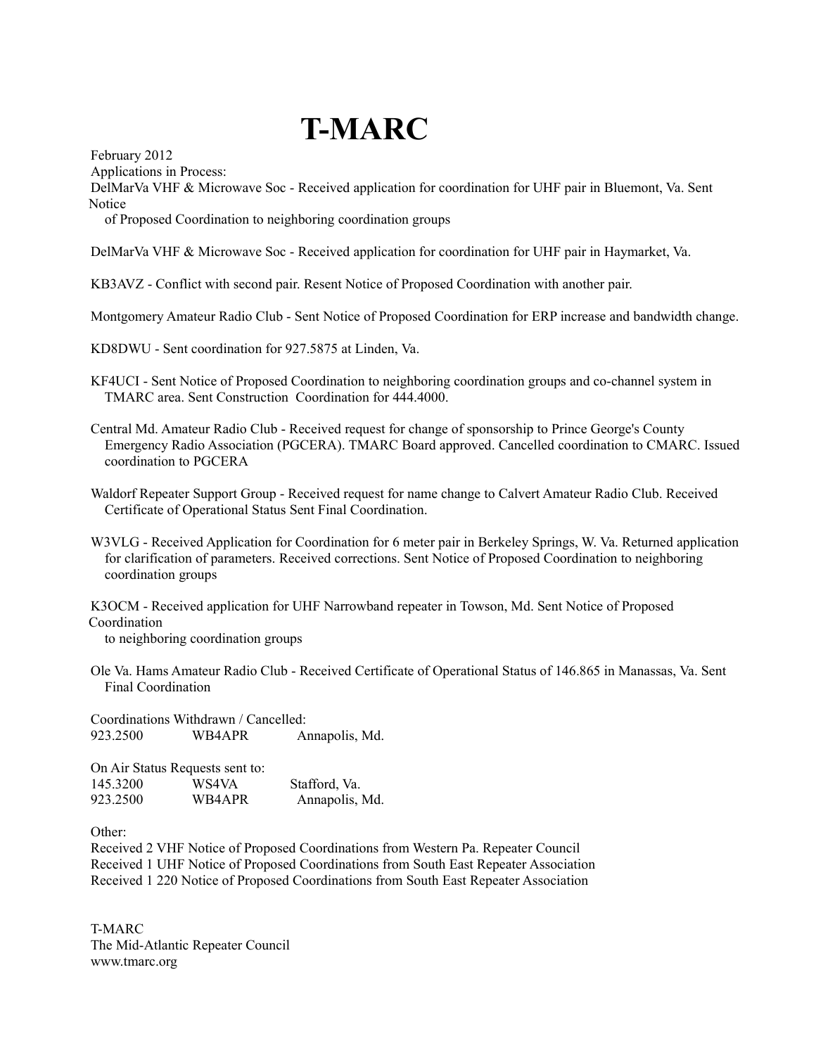# T-MARC

February 2012

Applications in Process:

DelMarVa VHF & Microwave Soc - Received application for coordination for UHF pair in Bluemont, Va. Sent Notice of Proposed Coordination to neighboring coordination groups

DelMarVa VHF & Microwave Soc - Received application for coordination for UHF pair in Haymarket, Va.

KB3AVZ - Conflict with second pair. Resent Notice of Proposed Coordination with another pair.

Montgomery Amateur Radio Club - Sent Notice of Proposed Coordination for ERP increase and bandwidth change.

KD8DWU - Sent coordination for 927.5875 at Linden, Va.

KF4UCI - Sent Notice of Proposed Coordination to neighboring coordination groups and co-channel system in TMARC area. Sent Construction Coordination for 444.4000.

Central Md. Amateur Radio Club - Received request for change of sponsorship to Prince George's County Emergency Radio Association (PGCERA). TMARC Board approved. Cancelled coordination to CMARC. Issued coordination to PGCERA

Waldorf Repeater Support Group - Received request for name change to Calvert Amateur Radio Club. Received Certificate of Operational Status Sent Final Coordination.

W3VLG - Received Application for Coordination for 6 meter pair in Berkeley Springs, W. Va. Returned application for clarification of parameters. Received corrections. Sent Notice of Proposed Coordination to neighboring coordination groups

K3OCM - Received application for UHF Narrowband repeater in Towson, Md. Sent Notice of Proposed Coordination to neighboring coordination groups

Ole Va. Hams Amateur Radio Club - Received Certificate of Operational Status of 146.865 in Manassas, Va. Sent Final Coordination

Coordinations Withdrawn / Cancelled:

| | | |
|---|---|---|
| 923.2500 | WB4APR | Annapolis, Md. |

On Air Status Requests sent to:

| | | |
|---|---|---|
| 145.3200 | WS4VA | Stafford, Va. |
| 923.2500 | WB4APR | Annapolis, Md. |

Other:

Received 2 VHF Notice of Proposed Coordinations from Western Pa. Repeater Council
Received 1 UHF Notice of Proposed Coordinations from South East Repeater Association
Received 1 220 Notice of Proposed Coordinations from South East Repeater Association

T-MARC
The Mid-Atlantic Repeater Council
www.tmarc.org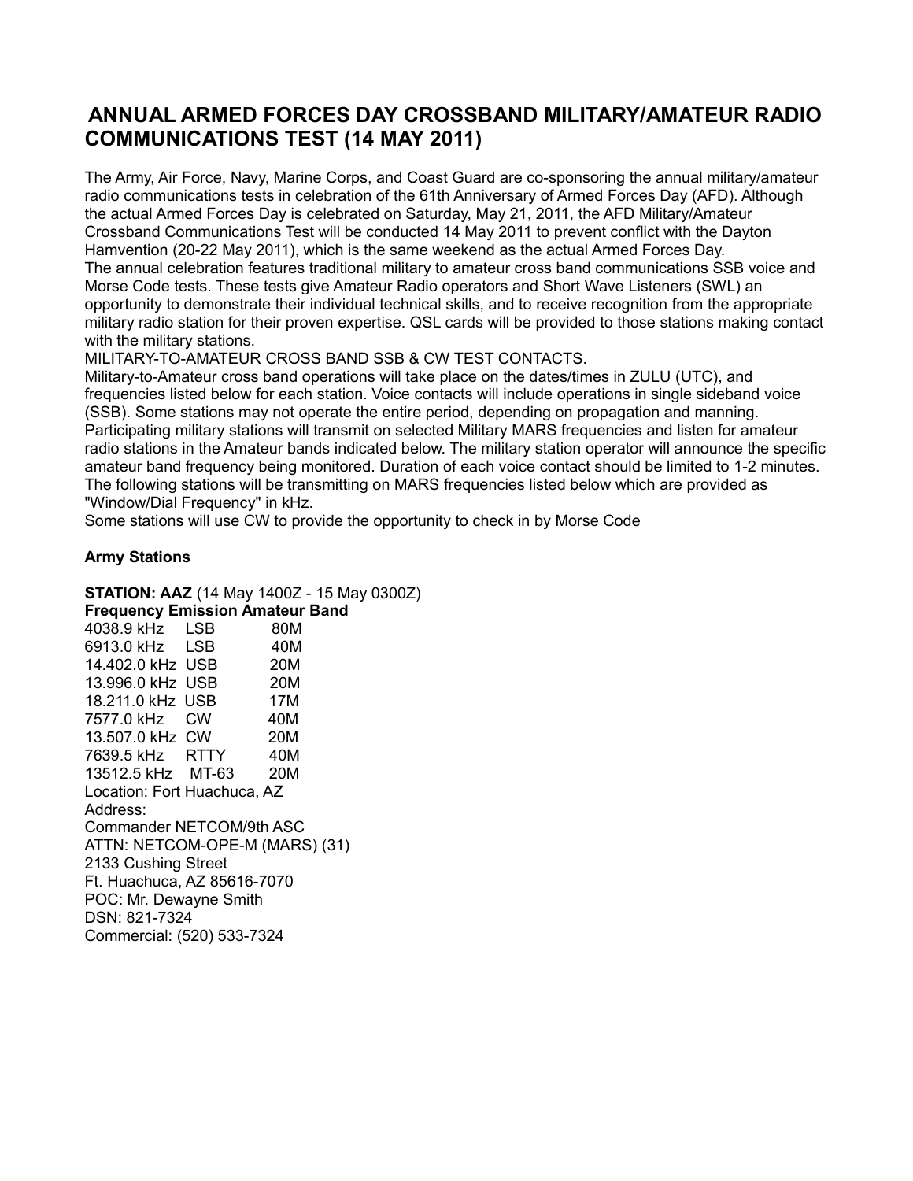# ANNUAL ARMED FORCES DAY CROSSBAND MILITARY/AMATEUR RADIO COMMUNICATIONS TEST (14 MAY 2011)

The Army, Air Force, Navy, Marine Corps, and Coast Guard are co-sponsoring the annual military/amateur radio communications tests in celebration of the 61th Anniversary of Armed Forces Day (AFD). Although the actual Armed Forces Day is celebrated on Saturday, May 21, 2011, the AFD Military/Amateur Crossband Communications Test will be conducted 14 May 2011 to prevent conflict with the Dayton Hamvention (20-22 May 2011), which is the same weekend as the actual Armed Forces Day.
The annual celebration features traditional military to amateur cross band communications SSB voice and Morse Code tests. These tests give Amateur Radio operators and Short Wave Listeners (SWL) an opportunity to demonstrate their individual technical skills, and to receive recognition from the appropriate military radio station for their proven expertise. QSL cards will be provided to those stations making contact with the military stations.
MILITARY-TO-AMATEUR CROSS BAND SSB & CW TEST CONTACTS.
Military-to-Amateur cross band operations will take place on the dates/times in ZULU (UTC), and frequencies listed below for each station. Voice contacts will include operations in single sideband voice (SSB). Some stations may not operate the entire period, depending on propagation and manning. Participating military stations will transmit on selected Military MARS frequencies and listen for amateur radio stations in the Amateur bands indicated below. The military station operator will announce the specific amateur band frequency being monitored. Duration of each voice contact should be limited to 1-2 minutes. The following stations will be transmitting on MARS frequencies listed below which are provided as "Window/Dial Frequency" in kHz.
Some stations will use CW to provide the opportunity to check in by Morse Code

**Army Stations**

**STATION: AAZ** (14 May 1400Z - 15 May 0300Z)

| Frequency | Emission | Amateur Band |
|---|---|---|
| 4038.9 kHz | LSB | 80M |
| 6913.0 kHz | LSB | 40M |
| 14.402.0 kHz | USB | 20M |
| 13.996.0 kHz | USB | 20M |
| 18.211.0 kHz | USB | 17M |
| 7577.0 kHz | CW | 40M |
| 13.507.0 kHz | CW | 20M |
| 7639.5 kHz | RTTY | 40M |
| 13512.5 kHz | MT-63 | 20M |

Location: Fort Huachuca, AZ
Address:
Commander NETCOM/9th ASC
ATTN: NETCOM-OPE-M (MARS) (31)
2133 Cushing Street
Ft. Huachuca, AZ 85616-7070
POC: Mr. Dewayne Smith
DSN: 821-7324
Commercial: (520) 533-7324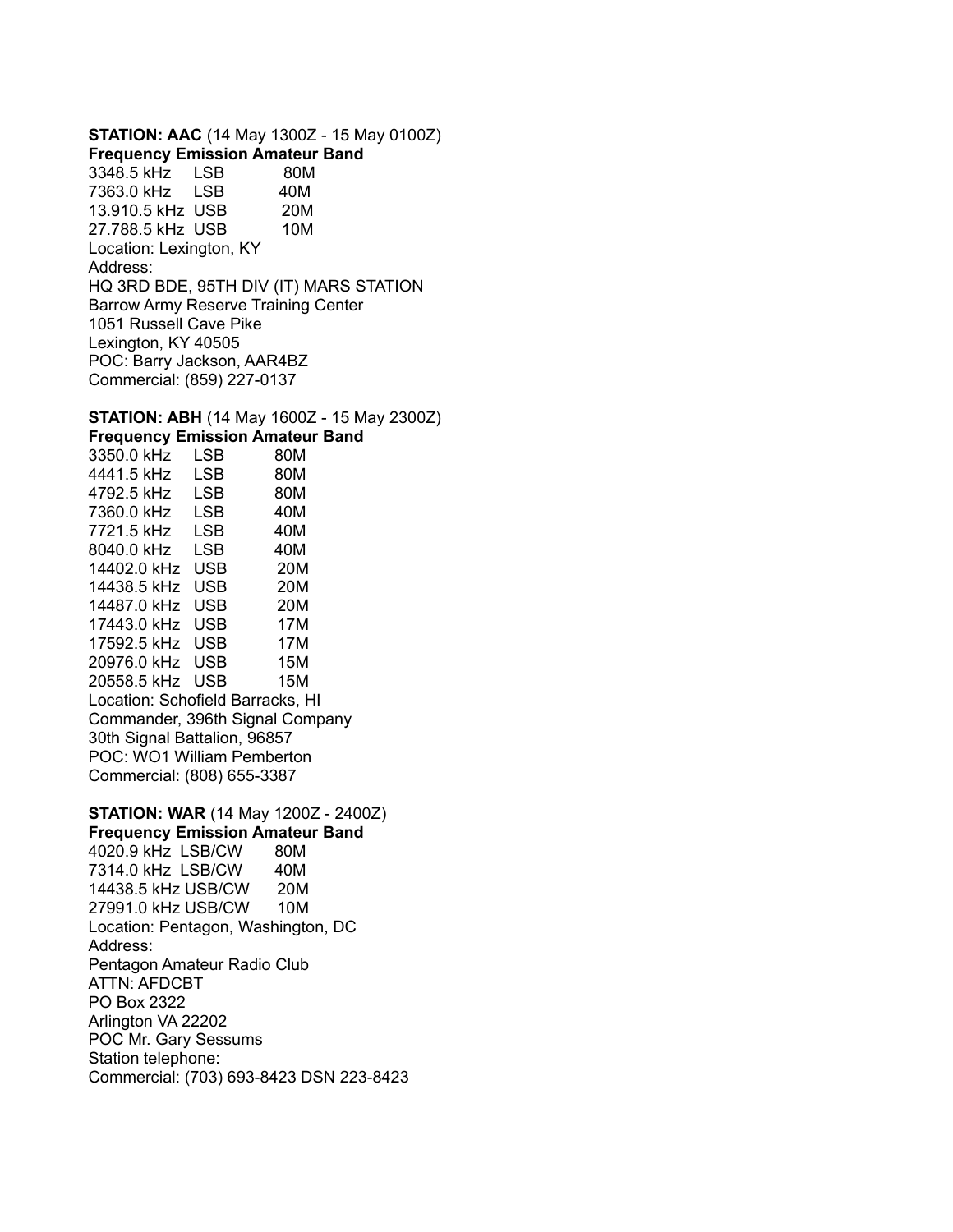**STATION: AAC** (14 May 1300Z - 15 May 0100Z)

| Frequency | Emission | Amateur Band |
|---|---|---|
| 3348.5 kHz | LSB | 80M |
| 7363.0 kHz | LSB | 40M |
| 13.910.5 kHz | USB | 20M |
| 27.788.5 kHz | USB | 10M |

Location: Lexington, KY
Address:
HQ 3RD BDE, 95TH DIV (IT) MARS STATION
Barrow Army Reserve Training Center
1051 Russell Cave Pike
Lexington, KY 40505
POC: Barry Jackson, AAR4BZ
Commercial: (859) 227-0137

**STATION: ABH** (14 May 1600Z - 15 May 2300Z)

| Frequency | Emission | Amateur Band |
|---|---|---|
| 3350.0 kHz | LSB | 80M |
| 4441.5 kHz | LSB | 80M |
| 4792.5 kHz | LSB | 80M |
| 7360.0 kHz | LSB | 40M |
| 7721.5 kHz | LSB | 40M |
| 8040.0 kHz | LSB | 40M |
| 14402.0 kHz | USB | 20M |
| 14438.5 kHz | USB | 20M |
| 14487.0 kHz | USB | 20M |
| 17443.0 kHz | USB | 17M |
| 17592.5 kHz | USB | 17M |
| 20976.0 kHz | USB | 15M |
| 20558.5 kHz | USB | 15M |

Location: Schofield Barracks, HI
Commander, 396th Signal Company
30th Signal Battalion, 96857
POC: WO1 William Pemberton
Commercial: (808) 655-3387

**STATION: WAR** (14 May 1200Z - 2400Z)

| Frequency | Emission | Amateur Band |
|---|---|---|
| 4020.9 kHz | LSB/CW | 80M |
| 7314.0 kHz | LSB/CW | 40M |
| 14438.5 kHz | USB/CW | 20M |
| 27991.0 kHz | USB/CW | 10M |

Location: Pentagon, Washington, DC
Address:
Pentagon Amateur Radio Club
ATTN: AFDCBT
PO Box 2322
Arlington VA 22202
POC Mr. Gary Sessums
Station telephone:
Commercial: (703) 693-8423 DSN 223-8423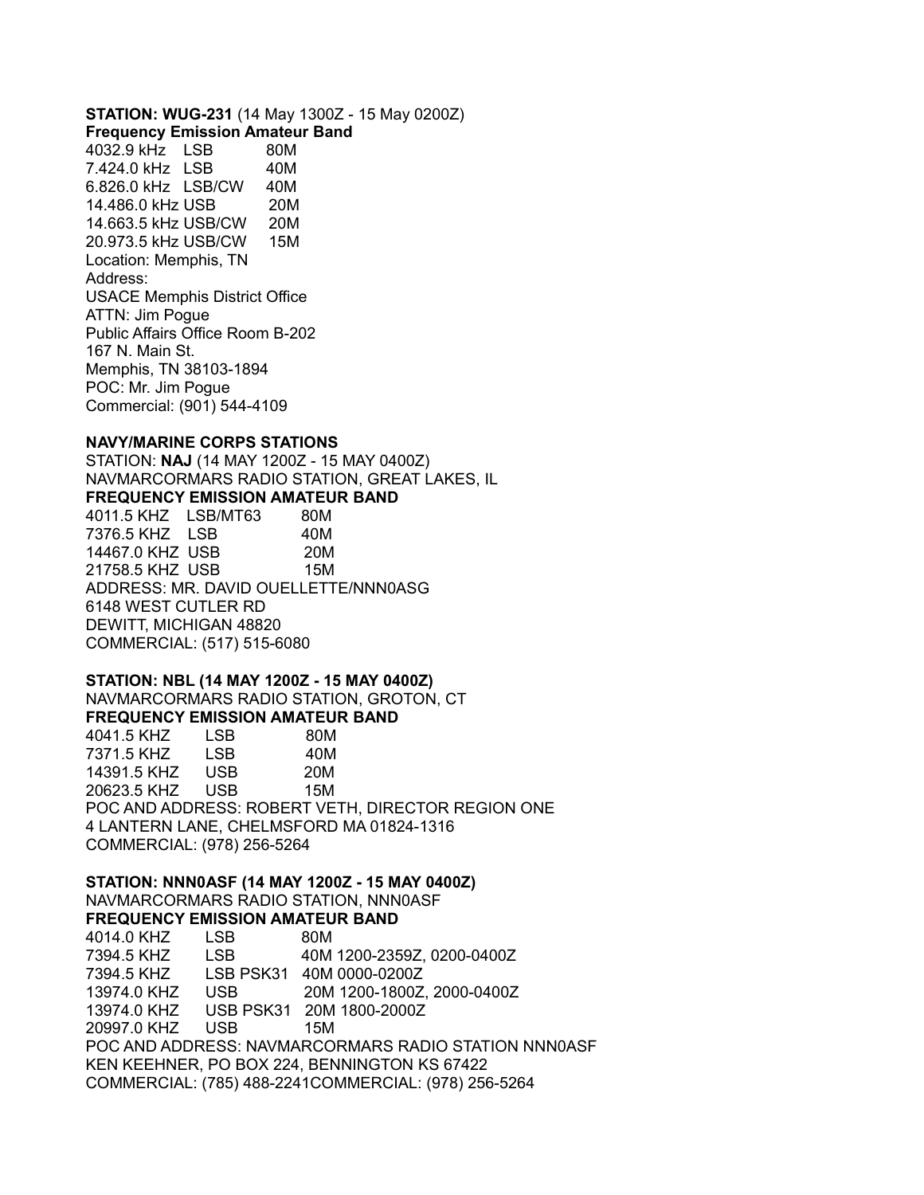**STATION: WUG-231** (14 May 1300Z - 15 May 0200Z)

| Frequency | Emission | Amateur Band |
|---|---|---|
| 4032.9 kHz | LSB | 80M |
| 7.424.0 kHz | LSB | 40M |
| 6.826.0 kHz | LSB/CW | 40M |
| 14.486.0 kHz | USB | 20M |
| 14.663.5 kHz | USB/CW | 20M |
| 20.973.5 kHz | USB/CW | 15M |

Location: Memphis, TN
Address:
USACE Memphis District Office
ATTN: Jim Pogue
Public Affairs Office Room B-202
167 N. Main St.
Memphis, TN 38103-1894
POC: Mr. Jim Pogue
Commercial: (901) 544-4109

**NAVY/MARINE CORPS STATIONS**

STATION: **NAJ** (14 MAY 1200Z - 15 MAY 0400Z)
NAVMARCORMARS RADIO STATION, GREAT LAKES, IL

| FREQUENCY | EMISSION | AMATEUR BAND |
|---|---|---|
| 4011.5 KHZ | LSB/MT63 | 80M |
| 7376.5 KHZ | LSB | 40M |
| 14467.0 KHZ | USB | 20M |
| 21758.5 KHZ | USB | 15M |

ADDRESS: MR. DAVID OUELLETTE/NNN0ASG
6148 WEST CUTLER RD
DEWITT, MICHIGAN 48820
COMMERCIAL: (517) 515-6080

**STATION: NBL (14 MAY 1200Z - 15 MAY 0400Z)**
NAVMARCORMARS RADIO STATION, GROTON, CT

| FREQUENCY | EMISSION | AMATEUR BAND |
|---|---|---|
| 4041.5 KHZ | LSB | 80M |
| 7371.5 KHZ | LSB | 40M |
| 14391.5 KHZ | USB | 20M |
| 20623.5 KHZ | USB | 15M |

POC AND ADDRESS: ROBERT VETH, DIRECTOR REGION ONE
4 LANTERN LANE, CHELMSFORD MA 01824-1316
COMMERCIAL: (978) 256-5264

**STATION: NNN0ASF (14 MAY 1200Z - 15 MAY 0400Z)**
NAVMARCORMARS RADIO STATION, NNN0ASF

| FREQUENCY | EMISSION | AMATEUR BAND |
|---|---|---|
| 4014.0 KHZ | LSB | 80M |
| 7394.5 KHZ | LSB | 40M 1200-2359Z, 0200-0400Z |
| 7394.5 KHZ | LSB PSK31 | 40M 0000-0200Z |
| 13974.0 KHZ | USB | 20M 1200-1800Z, 2000-0400Z |
| 13974.0 KHZ | USB PSK31 | 20M 1800-2000Z |
| 20997.0 KHZ | USB | 15M |

POC AND ADDRESS: NAVMARCORMARS RADIO STATION NNN0ASF
KEN KEEHNER, PO BOX 224, BENNINGTON KS 67422
COMMERCIAL: (785) 488-2241COMMERCIAL: (978) 256-5264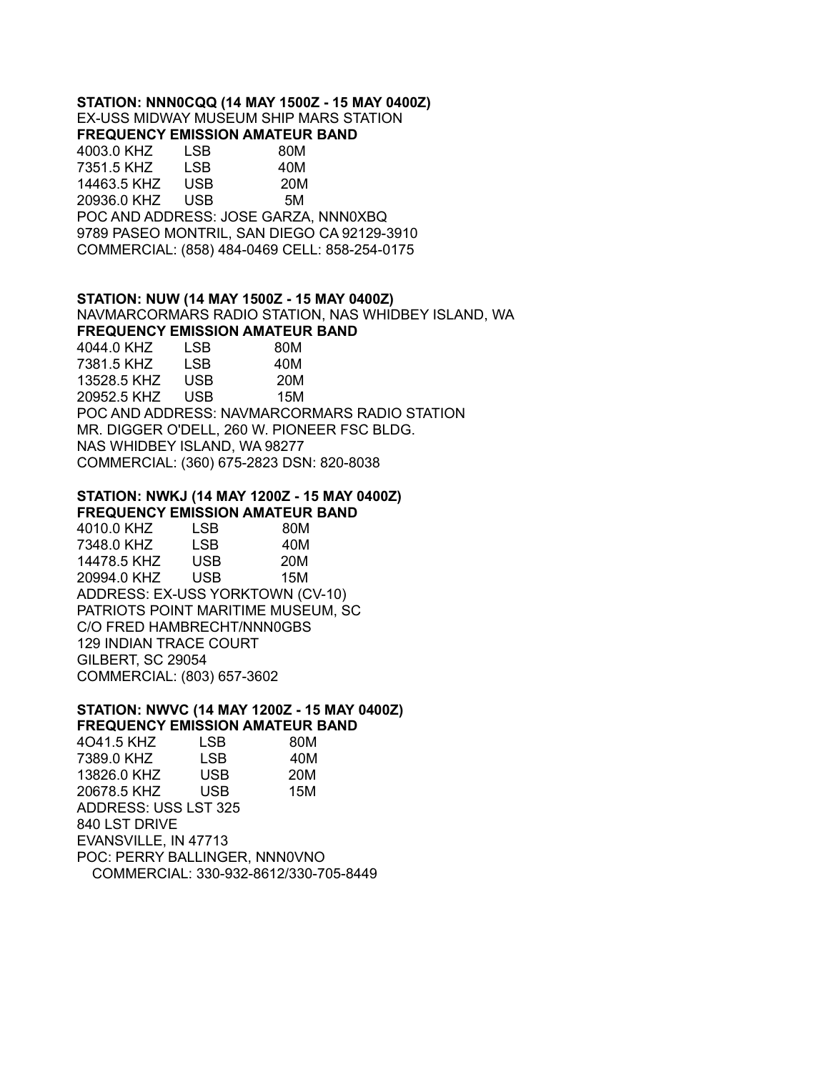**STATION: NNN0CQQ (14 MAY 1500Z - 15 MAY 0400Z)**
EX-USS MIDWAY MUSEUM SHIP MARS STATION

| FREQUENCY | EMISSION | AMATEUR BAND |
|---|---|---|
| 4003.0 KHZ | LSB | 80M |
| 7351.5 KHZ | LSB | 40M |
| 14463.5 KHZ | USB | 20M |
| 20936.0 KHZ | USB | 5M |

POC AND ADDRESS: JOSE GARZA, NNN0XBQ
9789 PASEO MONTRIL, SAN DIEGO CA 92129-3910
COMMERCIAL: (858) 484-0469 CELL: 858-254-0175

**STATION: NUW (14 MAY 1500Z - 15 MAY 0400Z)**
NAVMARCORMARS RADIO STATION, NAS WHIDBEY ISLAND, WA

| FREQUENCY | EMISSION | AMATEUR BAND |
|---|---|---|
| 4044.0 KHZ | LSB | 80M |
| 7381.5 KHZ | LSB | 40M |
| 13528.5 KHZ | USB | 20M |
| 20952.5 KHZ | USB | 15M |

POC AND ADDRESS: NAVMARCORMARS RADIO STATION
MR. DIGGER O'DELL, 260 W. PIONEER FSC BLDG.
NAS WHIDBEY ISLAND, WA 98277
COMMERCIAL: (360) 675-2823 DSN: 820-8038

**STATION: NWKJ (14 MAY 1200Z - 15 MAY 0400Z)**

| FREQUENCY | EMISSION | AMATEUR BAND |
|---|---|---|
| 4010.0 KHZ | LSB | 80M |
| 7348.0 KHZ | LSB | 40M |
| 14478.5 KHZ | USB | 20M |
| 20994.0 KHZ | USB | 15M |

ADDRESS: EX-USS YORKTOWN (CV-10)
PATRIOTS POINT MARITIME MUSEUM, SC
C/O FRED HAMBRECHT/NNN0GBS
129 INDIAN TRACE COURT
GILBERT, SC 29054
COMMERCIAL: (803) 657-3602

**STATION: NWVC (14 MAY 1200Z - 15 MAY 0400Z)**

| FREQUENCY | EMISSION | AMATEUR BAND |
|---|---|---|
| 4O41.5 KHZ | LSB | 80M |
| 7389.0 KHZ | LSB | 40M |
| 13826.0 KHZ | USB | 20M |
| 20678.5 KHZ | USB | 15M |

ADDRESS: USS LST 325
840 LST DRIVE
EVANSVILLE, IN 47713
POC: PERRY BALLINGER, NNN0VNO
COMMERCIAL: 330-932-8612/330-705-8449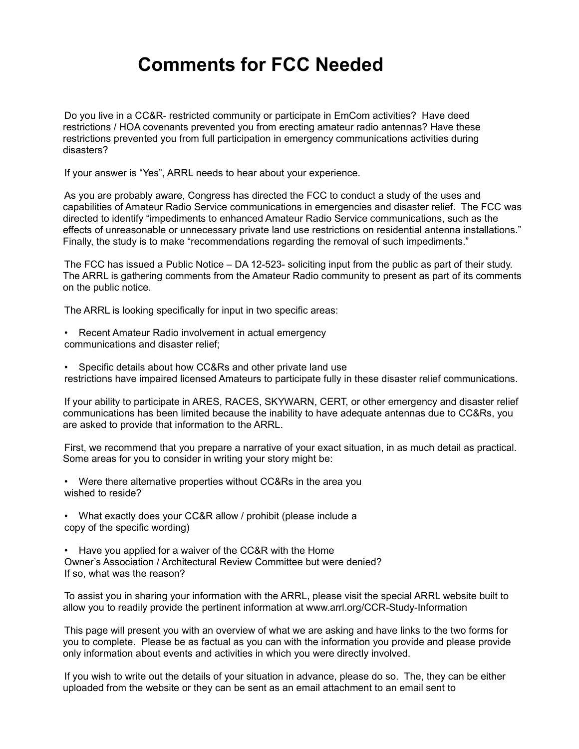# Comments for FCC Needed

Do you live in a CC&R- restricted community or participate in EmCom activities? Have deed restrictions / HOA covenants prevented you from erecting amateur radio antennas? Have these restrictions prevented you from full participation in emergency communications activities during disasters?

If your answer is "Yes", ARRL needs to hear about your experience.

As you are probably aware, Congress has directed the FCC to conduct a study of the uses and capabilities of Amateur Radio Service communications in emergencies and disaster relief. The FCC was directed to identify "impediments to enhanced Amateur Radio Service communications, such as the effects of unreasonable or unnecessary private land use restrictions on residential antenna installations." Finally, the study is to make "recommendations regarding the removal of such impediments."

The FCC has issued a Public Notice – DA 12-523- soliciting input from the public as part of their study. The ARRL is gathering comments from the Amateur Radio community to present as part of its comments on the public notice.

The ARRL is looking specifically for input in two specific areas:

- Recent Amateur Radio involvement in actual emergency communications and disaster relief;
- Specific details about how CC&Rs and other private land use restrictions have impaired licensed Amateurs to participate fully in these disaster relief communications.

If your ability to participate in ARES, RACES, SKYWARN, CERT, or other emergency and disaster relief communications has been limited because the inability to have adequate antennas due to CC&Rs, you are asked to provide that information to the ARRL.

First, we recommend that you prepare a narrative of your exact situation, in as much detail as practical. Some areas for you to consider in writing your story might be:

- Were there alternative properties without CC&Rs in the area you wished to reside?
- What exactly does your CC&R allow / prohibit (please include a copy of the specific wording)
- Have you applied for a waiver of the CC&R with the Home Owner's Association / Architectural Review Committee but were denied? If so, what was the reason?

To assist you in sharing your information with the ARRL, please visit the special ARRL website built to allow you to readily provide the pertinent information at www.arrl.org/CCR-Study-Information

This page will present you with an overview of what we are asking and have links to the two forms for you to complete. Please be as factual as you can with the information you provide and please provide only information about events and activities in which you were directly involved.

If you wish to write out the details of your situation in advance, please do so. The, they can be either uploaded from the website or they can be sent as an email attachment to an email sent to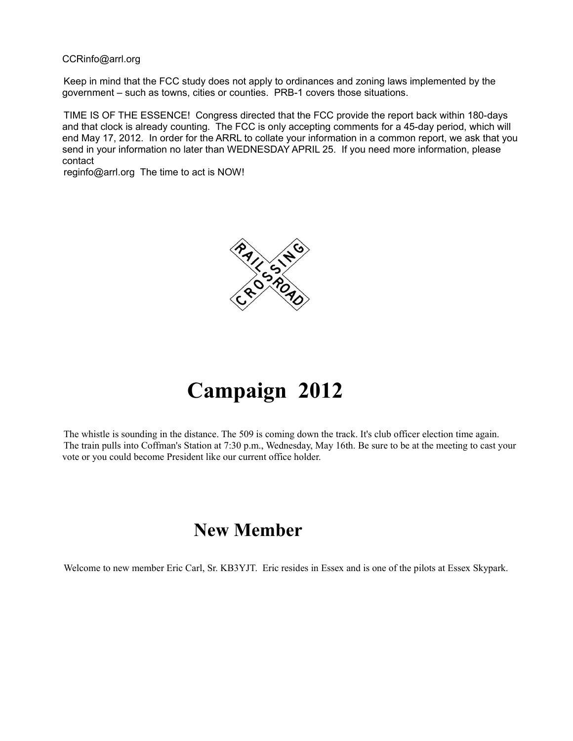CCRinfo@arrl.org

Keep in mind that the FCC study does not apply to ordinances and zoning laws implemented by the government – such as towns, cities or counties. PRB-1 covers those situations.

TIME IS OF THE ESSENCE! Congress directed that the FCC provide the report back within 180-days and that clock is already counting. The FCC is only accepting comments for a 45-day period, which will end May 17, 2012. In order for the ARRL to collate your information in a common report, we ask that you send in your information no later than WEDNESDAY APRIL 25. If you need more information, please contact
reginfo@arrl.org The time to act is NOW!

# Campaign 2012

The whistle is sounding in the distance. The 509 is coming down the track. It's club officer election time again. The train pulls into Coffman's Station at 7:30 p.m., Wednesday, May 16th. Be sure to be at the meeting to cast your vote or you could become President like our current office holder.

# New Member

Welcome to new member Eric Carl, Sr. KB3YJT. Eric resides in Essex and is one of the pilots at Essex Skypark.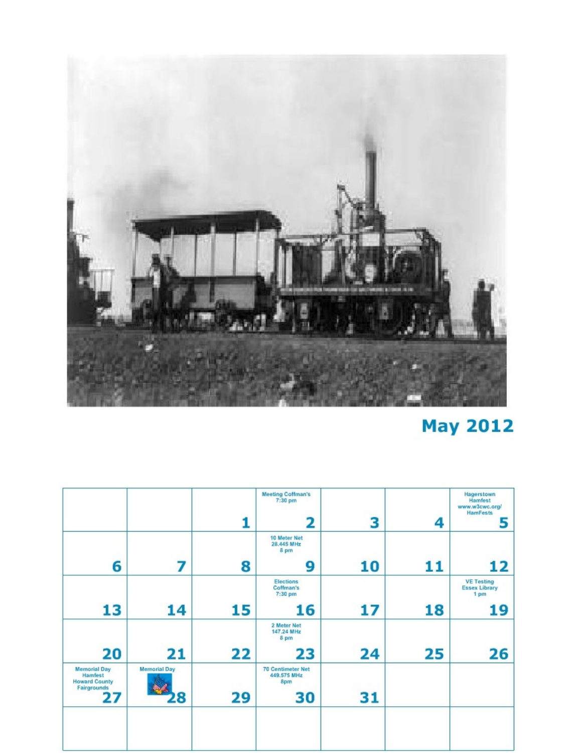## May 2012

| Sun | Mon | Tue | Wed | Thu | Fri | Sat |
|---|---|---|---|---|---|---|
| | | 1 | Meeting Coffman's 7:30 pm 2 | 3 | 4 | Hagerstown Hamfest www.w3cwc.org/HamFests 5 |
| 6 | 7 | 8 | 10 Meter Net 28.445 MHz 8 pm 9 | 10 | 11 | 12 |
| 13 | 14 | 15 | Elections Coffman's 7:30 pm 16 | 17 | 18 | VE Testing Essex Library 1 pm 19 |
| 20 | 21 | 22 | 2 Meter Net 147.24 MHz 8 pm 23 | 24 | 25 | 26 |
| Memorial Day Hamfest Howard County Fairgrounds 27 | Memorial Day 28 | 29 | 70 Centimeter Net 449.575 MHz 8pm 30 | 31 | | |
| | | | | | | |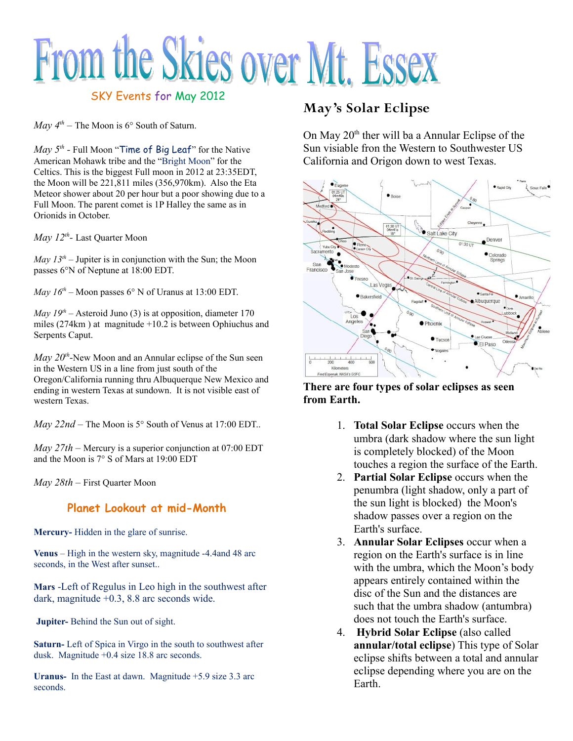# From the Skies over Mt. Essex

## SKY Events for May 2012

*May 4th* – The Moon is 6° South of Saturn.

*May 5th* - Full Moon "Time of Big Leaf" for the Native American Mohawk tribe and the "Bright Moon" for the Celtics. This is the biggest Full moon in 2012 at 23:35EDT, the Moon will be 221,811 miles (356,970km). Also the Eta Meteor shower about 20 per hour but a poor showing due to a Full Moon. The parent comet is 1P Halley the same as in Orionids in October.

*May 12th*- Last Quarter Moon

*May 13th* – Jupiter is in conjunction with the Sun; the Moon passes 6°N of Neptune at 18:00 EDT.

*May 16th* – Moon passes 6° N of Uranus at 13:00 EDT.

*May 19th* – Asteroid Juno (3) is at opposition, diameter 170 miles (274km ) at magnitude +10.2 is between Ophiuchus and Serpents Caput.

*May 20th*-New Moon and an Annular eclipse of the Sun seen in the Western US in a line from just south of the Oregon/California running thru Albuquerque New Mexico and ending in western Texas at sundown. It is not visible east of western Texas.

*May 22nd* – The Moon is 5° South of Venus at 17:00 EDT..

*May 27th* – Mercury is a superior conjunction at 07:00 EDT and the Moon is 7° S of Mars at 19:00 EDT

*May 28th* – First Quarter Moon

### Planet Lookout at mid-Month

**Mercury-** Hidden in the glare of sunrise.

**Venus** – High in the western sky, magnitude -4.4and 48 arc seconds, in the West after sunset..

**Mars** -Left of Regulus in Leo high in the southwest after dark, magnitude +0.3, 8.8 arc seconds wide.

**Jupiter-** Behind the Sun out of sight.

**Saturn-** Left of Spica in Virgo in the south to southwest after dusk. Magnitude +0.4 size 18.8 arc seconds.

**Uranus-** In the East at dawn. Magnitude +5.9 size 3.3 arc seconds.

## May's Solar Eclipse

On May 20th ther will ba a Annular Eclipse of the Sun visiable fron the Western to Southwester US California and Origon down to west Texas.

Eugene
01:25 UT
04m46s
24°
Boise
Rapid City
Sioux Falls
Medford
0.80
Casper
Eureka
Redding
01:30 UT
04m41s
18°
Salt Lake City
Cheyenne
Chico
Reno
Carson City
Yuba City
Sacramento
01:30 UT
Denver
0.90
Colorado Springs
San Francisco
Modesto
San Jose
Northern Limit of Annular Eclipse
Fresno
St. George
Farmington
Las Vegas
Central Line of Annular Eclipse
Santa Fe
Amarillo
Bakersfield
Flagstaff
Albuquerque
Southern Limit of Annular Eclipse
Clovis
Lubbock
Los Angeles
0.90
Roswell
Phoenix
Midland
Abilene
San Diego
Las Cruces
Tucson
El Paso
Odessa
0.80
Nogales
Maximum Eclipse at Sunset
Eclipse Ends at Sunset
Del Rio
0 200 400 600
Kilometers
Fred Espenak, NASA's GSFC

**There are four types of solar eclipses as seen from Earth.**

1. **Total Solar Eclipse** occurs when the umbra (dark shadow where the sun light is completely blocked) of the Moon touches a region the surface of the Earth.
2. **Partial Solar Eclipse** occurs when the penumbra (light shadow, only a part of the sun light is blocked) the Moon's shadow passes over a region on the Earth's surface.
3. **Annular Solar Eclipses** occur when a region on the Earth's surface is in line with the umbra, which the Moon's body appears entirely contained within the disc of the Sun and the distances are such that the umbra shadow (antumbra) does not touch the Earth's surface.
4. **Hybrid Solar Eclipse** (also called **annular/total eclipse**) This type of Solar eclipse shifts between a total and annular eclipse depending where you are on the Earth.